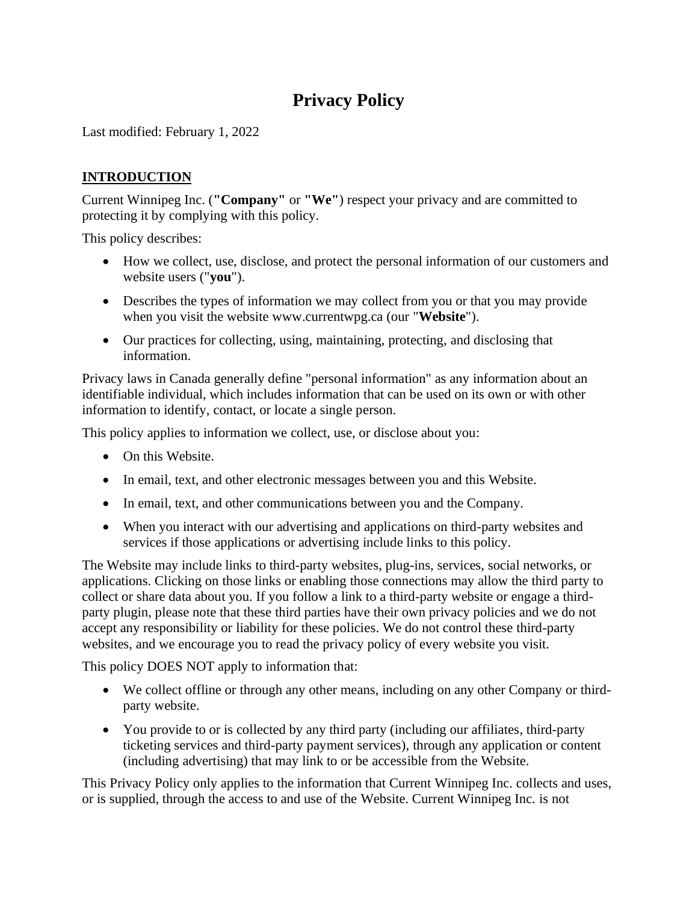# Privacy Policy

Last modified: February 1, 2022

## INTRODUCTION

Current Winnipeg Inc. (**"Company"** or **"We"**) respect your privacy and are committed to protecting it by complying with this policy.

This policy describes:

- How we collect, use, disclose, and protect the personal information of our customers and website users ("**you**").
- Describes the types of information we may collect from you or that you may provide when you visit the website www.currentwpg.ca (our "**Website**").
- Our practices for collecting, using, maintaining, protecting, and disclosing that information.

Privacy laws in Canada generally define "personal information" as any information about an identifiable individual, which includes information that can be used on its own or with other information to identify, contact, or locate a single person.

This policy applies to information we collect, use, or disclose about you:

- On this Website.
- In email, text, and other electronic messages between you and this Website.
- In email, text, and other communications between you and the Company.
- When you interact with our advertising and applications on third-party websites and services if those applications or advertising include links to this policy.

The Website may include links to third-party websites, plug-ins, services, social networks, or applications. Clicking on those links or enabling those connections may allow the third party to collect or share data about you. If you follow a link to a third-party website or engage a third-party plugin, please note that these third parties have their own privacy policies and we do not accept any responsibility or liability for these policies. We do not control these third-party websites, and we encourage you to read the privacy policy of every website you visit.

This policy DOES NOT apply to information that:

- We collect offline or through any other means, including on any other Company or third-party website.
- You provide to or is collected by any third party (including our affiliates, third-party ticketing services and third-party payment services), through any application or content (including advertising) that may link to or be accessible from the Website.

This Privacy Policy only applies to the information that Current Winnipeg Inc. collects and uses, or is supplied, through the access to and use of the Website. Current Winnipeg Inc. is not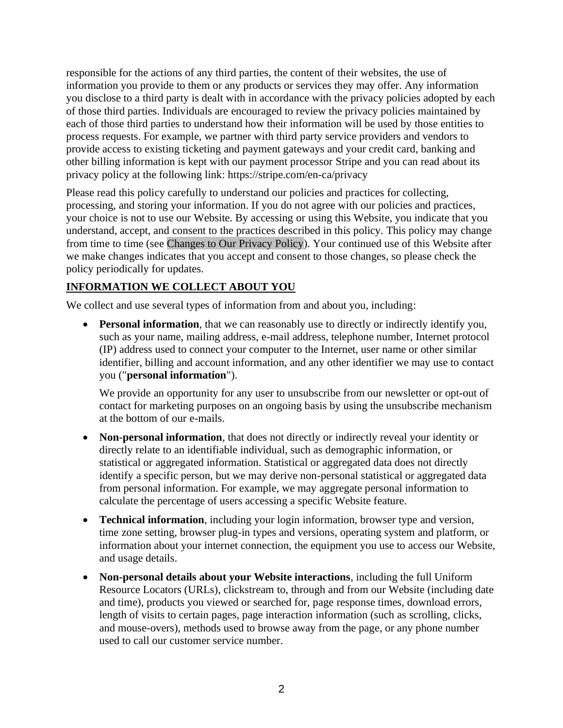responsible for the actions of any third parties, the content of their websites, the use of information you provide to them or any products or services they may offer. Any information you disclose to a third party is dealt with in accordance with the privacy policies adopted by each of those third parties. Individuals are encouraged to review the privacy policies maintained by each of those third parties to understand how their information will be used by those entities to process requests. For example, we partner with third party service providers and vendors to provide access to existing ticketing and payment gateways and your credit card, banking and other billing information is kept with our payment processor Stripe and you can read about its privacy policy at the following link: https://stripe.com/en-ca/privacy

Please read this policy carefully to understand our policies and practices for collecting, processing, and storing your information. If you do not agree with our policies and practices, your choice is not to use our Website. By accessing or using this Website, you indicate that you understand, accept, and consent to the practices described in this policy. This policy may change from time to time (see Changes to Our Privacy Policy). Your continued use of this Website after we make changes indicates that you accept and consent to those changes, so please check the policy periodically for updates.

## INFORMATION WE COLLECT ABOUT YOU

We collect and use several types of information from and about you, including:

- **Personal information**, that we can reasonably use to directly or indirectly identify you, such as your name, mailing address, e-mail address, telephone number, Internet protocol (IP) address used to connect your computer to the Internet, user name or other similar identifier, billing and account information, and any other identifier we may use to contact you ("**personal information**").

  We provide an opportunity for any user to unsubscribe from our newsletter or opt-out of contact for marketing purposes on an ongoing basis by using the unsubscribe mechanism at the bottom of our e-mails.

- **Non-personal information**, that does not directly or indirectly reveal your identity or directly relate to an identifiable individual, such as demographic information, or statistical or aggregated information. Statistical or aggregated data does not directly identify a specific person, but we may derive non-personal statistical or aggregated data from personal information. For example, we may aggregate personal information to calculate the percentage of users accessing a specific Website feature.

- **Technical information**, including your login information, browser type and version, time zone setting, browser plug-in types and versions, operating system and platform, or information about your internet connection, the equipment you use to access our Website, and usage details.

- **Non-personal details about your Website interactions**, including the full Uniform Resource Locators (URLs), clickstream to, through and from our Website (including date and time), products you viewed or searched for, page response times, download errors, length of visits to certain pages, page interaction information (such as scrolling, clicks, and mouse-overs), methods used to browse away from the page, or any phone number used to call our customer service number.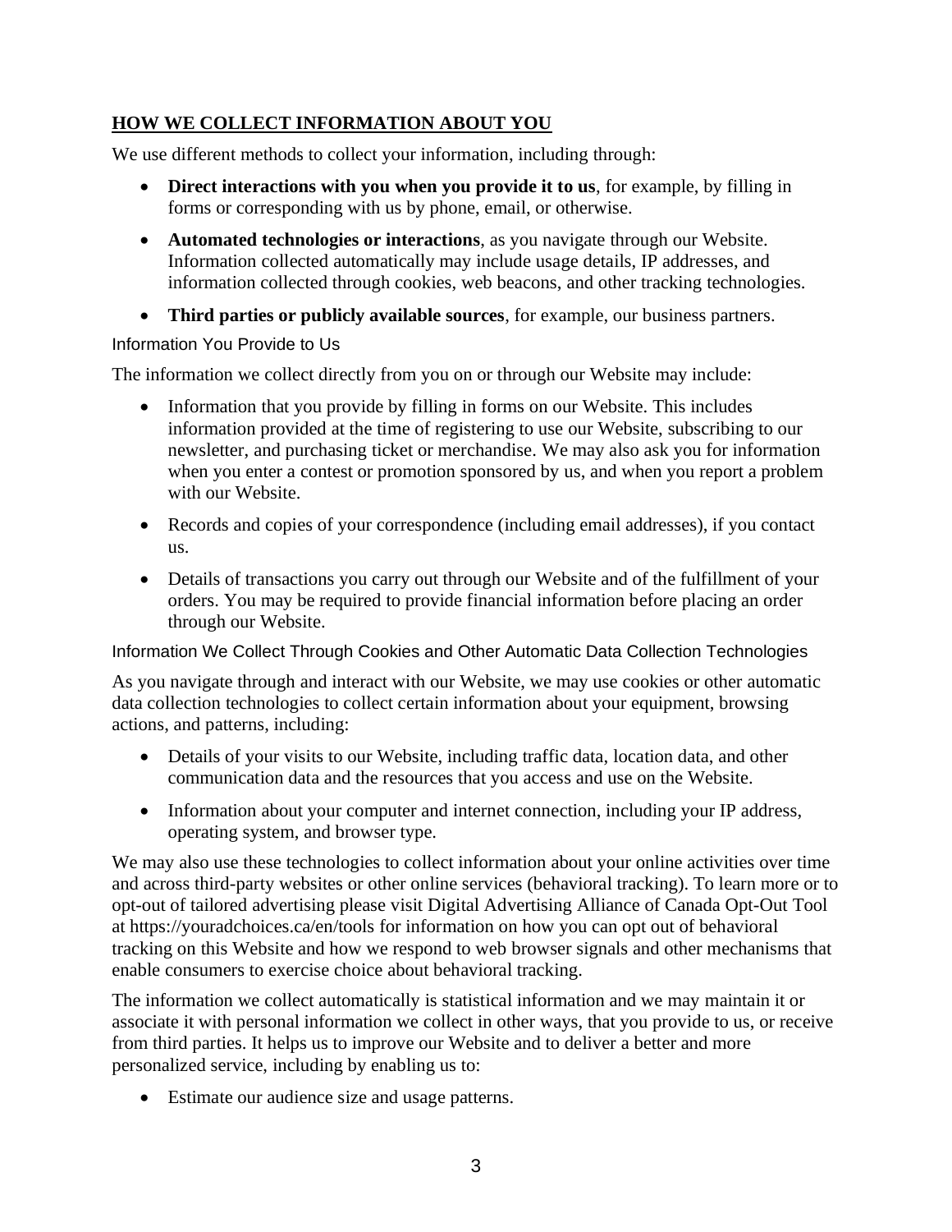## HOW WE COLLECT INFORMATION ABOUT YOU

We use different methods to collect your information, including through:

- **Direct interactions with you when you provide it to us**, for example, by filling in forms or corresponding with us by phone, email, or otherwise.
- **Automated technologies or interactions**, as you navigate through our Website. Information collected automatically may include usage details, IP addresses, and information collected through cookies, web beacons, and other tracking technologies.
- **Third parties or publicly available sources**, for example, our business partners.

### Information You Provide to Us

The information we collect directly from you on or through our Website may include:

- Information that you provide by filling in forms on our Website. This includes information provided at the time of registering to use our Website, subscribing to our newsletter, and purchasing ticket or merchandise. We may also ask you for information when you enter a contest or promotion sponsored by us, and when you report a problem with our Website.
- Records and copies of your correspondence (including email addresses), if you contact us.
- Details of transactions you carry out through our Website and of the fulfillment of your orders. You may be required to provide financial information before placing an order through our Website.

### Information We Collect Through Cookies and Other Automatic Data Collection Technologies

As you navigate through and interact with our Website, we may use cookies or other automatic data collection technologies to collect certain information about your equipment, browsing actions, and patterns, including:

- Details of your visits to our Website, including traffic data, location data, and other communication data and the resources that you access and use on the Website.
- Information about your computer and internet connection, including your IP address, operating system, and browser type.

We may also use these technologies to collect information about your online activities over time and across third-party websites or other online services (behavioral tracking). To learn more or to opt-out of tailored advertising please visit Digital Advertising Alliance of Canada Opt-Out Tool at https://youradchoices.ca/en/tools for information on how you can opt out of behavioral tracking on this Website and how we respond to web browser signals and other mechanisms that enable consumers to exercise choice about behavioral tracking.

The information we collect automatically is statistical information and we may maintain it or associate it with personal information we collect in other ways, that you provide to us, or receive from third parties. It helps us to improve our Website and to deliver a better and more personalized service, including by enabling us to:

- Estimate our audience size and usage patterns.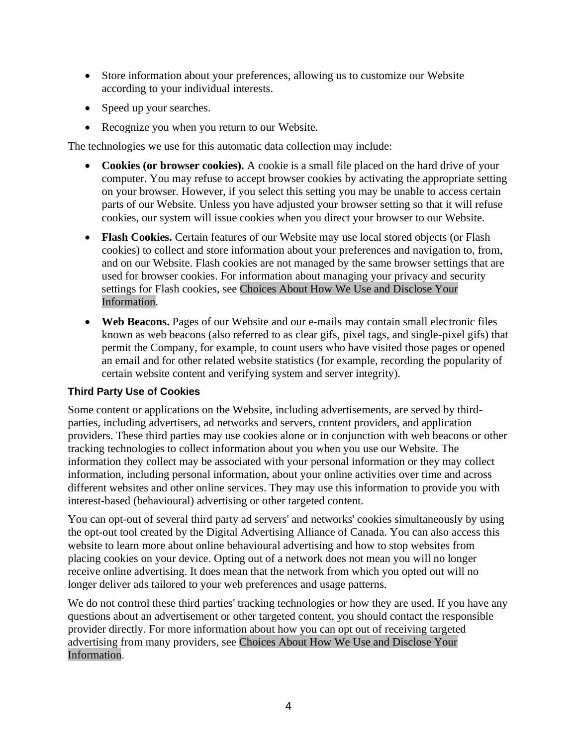- Store information about your preferences, allowing us to customize our Website according to your individual interests.
- Speed up your searches.
- Recognize you when you return to our Website.

The technologies we use for this automatic data collection may include:

- **Cookies (or browser cookies).** A cookie is a small file placed on the hard drive of your computer. You may refuse to accept browser cookies by activating the appropriate setting on your browser. However, if you select this setting you may be unable to access certain parts of our Website. Unless you have adjusted your browser setting so that it will refuse cookies, our system will issue cookies when you direct your browser to our Website.
- **Flash Cookies.** Certain features of our Website may use local stored objects (or Flash cookies) to collect and store information about your preferences and navigation to, from, and on our Website. Flash cookies are not managed by the same browser settings that are used for browser cookies. For information about managing your privacy and security settings for Flash cookies, see Choices About How We Use and Disclose Your Information.
- **Web Beacons.** Pages of our Website and our e-mails may contain small electronic files known as web beacons (also referred to as clear gifs, pixel tags, and single-pixel gifs) that permit the Company, for example, to count users who have visited those pages or opened an email and for other related website statistics (for example, recording the popularity of certain website content and verifying system and server integrity).

### Third Party Use of Cookies

Some content or applications on the Website, including advertisements, are served by third-parties, including advertisers, ad networks and servers, content providers, and application providers. These third parties may use cookies alone or in conjunction with web beacons or other tracking technologies to collect information about you when you use our Website. The information they collect may be associated with your personal information or they may collect information, including personal information, about your online activities over time and across different websites and other online services. They may use this information to provide you with interest-based (behavioural) advertising or other targeted content.

You can opt-out of several third party ad servers' and networks' cookies simultaneously by using the opt-out tool created by the Digital Advertising Alliance of Canada. You can also access this website to learn more about online behavioural advertising and how to stop websites from placing cookies on your device. Opting out of a network does not mean you will no longer receive online advertising. It does mean that the network from which you opted out will no longer deliver ads tailored to your web preferences and usage patterns.

We do not control these third parties' tracking technologies or how they are used. If you have any questions about an advertisement or other targeted content, you should contact the responsible provider directly. For more information about how you can opt out of receiving targeted advertising from many providers, see Choices About How We Use and Disclose Your Information.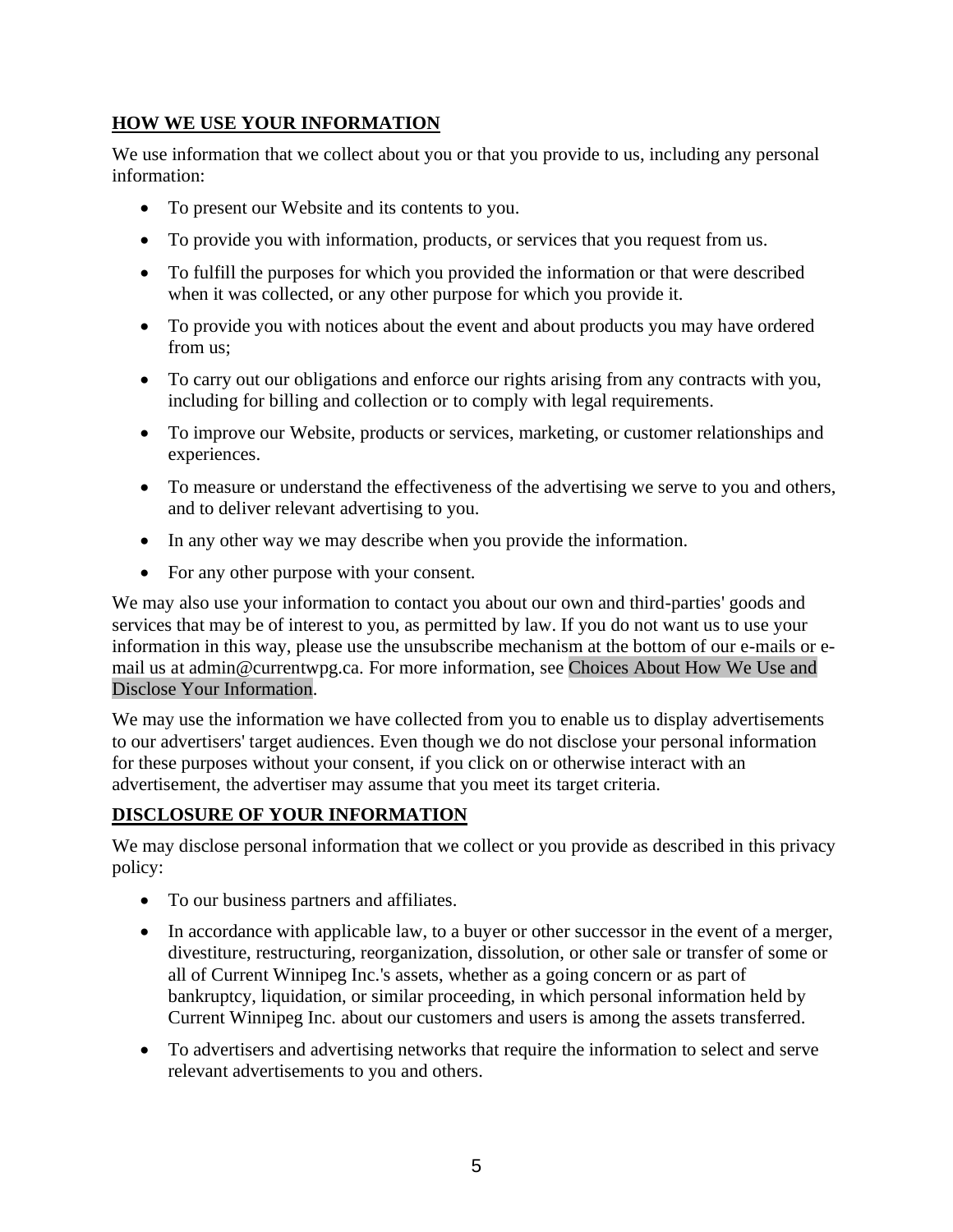## HOW WE USE YOUR INFORMATION

We use information that we collect about you or that you provide to us, including any personal information:

- To present our Website and its contents to you.
- To provide you with information, products, or services that you request from us.
- To fulfill the purposes for which you provided the information or that were described when it was collected, or any other purpose for which you provide it.
- To provide you with notices about the event and about products you may have ordered from us;
- To carry out our obligations and enforce our rights arising from any contracts with you, including for billing and collection or to comply with legal requirements.
- To improve our Website, products or services, marketing, or customer relationships and experiences.
- To measure or understand the effectiveness of the advertising we serve to you and others, and to deliver relevant advertising to you.
- In any other way we may describe when you provide the information.
- For any other purpose with your consent.

We may also use your information to contact you about our own and third-parties' goods and services that may be of interest to you, as permitted by law. If you do not want us to use your information in this way, please use the unsubscribe mechanism at the bottom of our e-mails or e-mail us at admin@currentwpg.ca. For more information, see Choices About How We Use and Disclose Your Information.

We may use the information we have collected from you to enable us to display advertisements to our advertisers' target audiences. Even though we do not disclose your personal information for these purposes without your consent, if you click on or otherwise interact with an advertisement, the advertiser may assume that you meet its target criteria.

## DISCLOSURE OF YOUR INFORMATION

We may disclose personal information that we collect or you provide as described in this privacy policy:

- To our business partners and affiliates.
- In accordance with applicable law, to a buyer or other successor in the event of a merger, divestiture, restructuring, reorganization, dissolution, or other sale or transfer of some or all of Current Winnipeg Inc.'s assets, whether as a going concern or as part of bankruptcy, liquidation, or similar proceeding, in which personal information held by Current Winnipeg Inc. about our customers and users is among the assets transferred.
- To advertisers and advertising networks that require the information to select and serve relevant advertisements to you and others.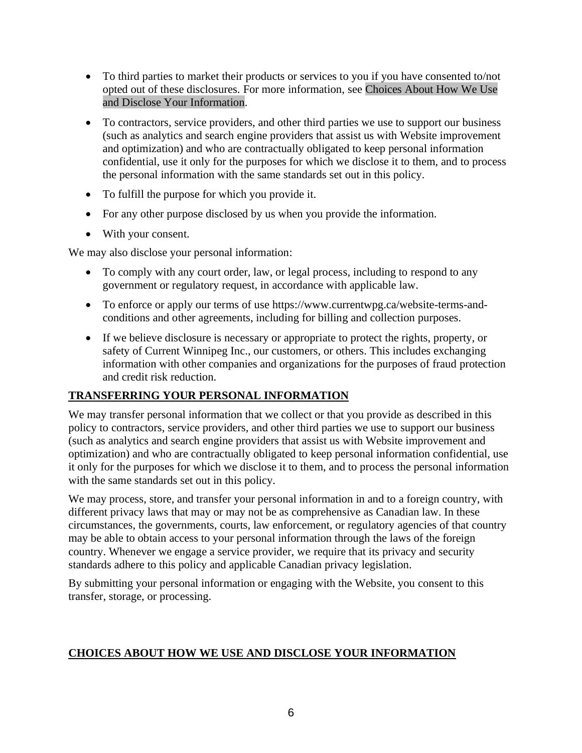- To third parties to market their products or services to you if you have consented to/not opted out of these disclosures. For more information, see Choices About How We Use and Disclose Your Information.
- To contractors, service providers, and other third parties we use to support our business (such as analytics and search engine providers that assist us with Website improvement and optimization) and who are contractually obligated to keep personal information confidential, use it only for the purposes for which we disclose it to them, and to process the personal information with the same standards set out in this policy.
- To fulfill the purpose for which you provide it.
- For any other purpose disclosed by us when you provide the information.
- With your consent.

We may also disclose your personal information:

- To comply with any court order, law, or legal process, including to respond to any government or regulatory request, in accordance with applicable law.
- To enforce or apply our terms of use https://www.currentwpg.ca/website-terms-and-conditions and other agreements, including for billing and collection purposes.
- If we believe disclosure is necessary or appropriate to protect the rights, property, or safety of Current Winnipeg Inc., our customers, or others. This includes exchanging information with other companies and organizations for the purposes of fraud protection and credit risk reduction.

## TRANSFERRING YOUR PERSONAL INFORMATION

We may transfer personal information that we collect or that you provide as described in this policy to contractors, service providers, and other third parties we use to support our business (such as analytics and search engine providers that assist us with Website improvement and optimization) and who are contractually obligated to keep personal information confidential, use it only for the purposes for which we disclose it to them, and to process the personal information with the same standards set out in this policy.

We may process, store, and transfer your personal information in and to a foreign country, with different privacy laws that may or may not be as comprehensive as Canadian law. In these circumstances, the governments, courts, law enforcement, or regulatory agencies of that country may be able to obtain access to your personal information through the laws of the foreign country. Whenever we engage a service provider, we require that its privacy and security standards adhere to this policy and applicable Canadian privacy legislation.

By submitting your personal information or engaging with the Website, you consent to this transfer, storage, or processing.

## CHOICES ABOUT HOW WE USE AND DISCLOSE YOUR INFORMATION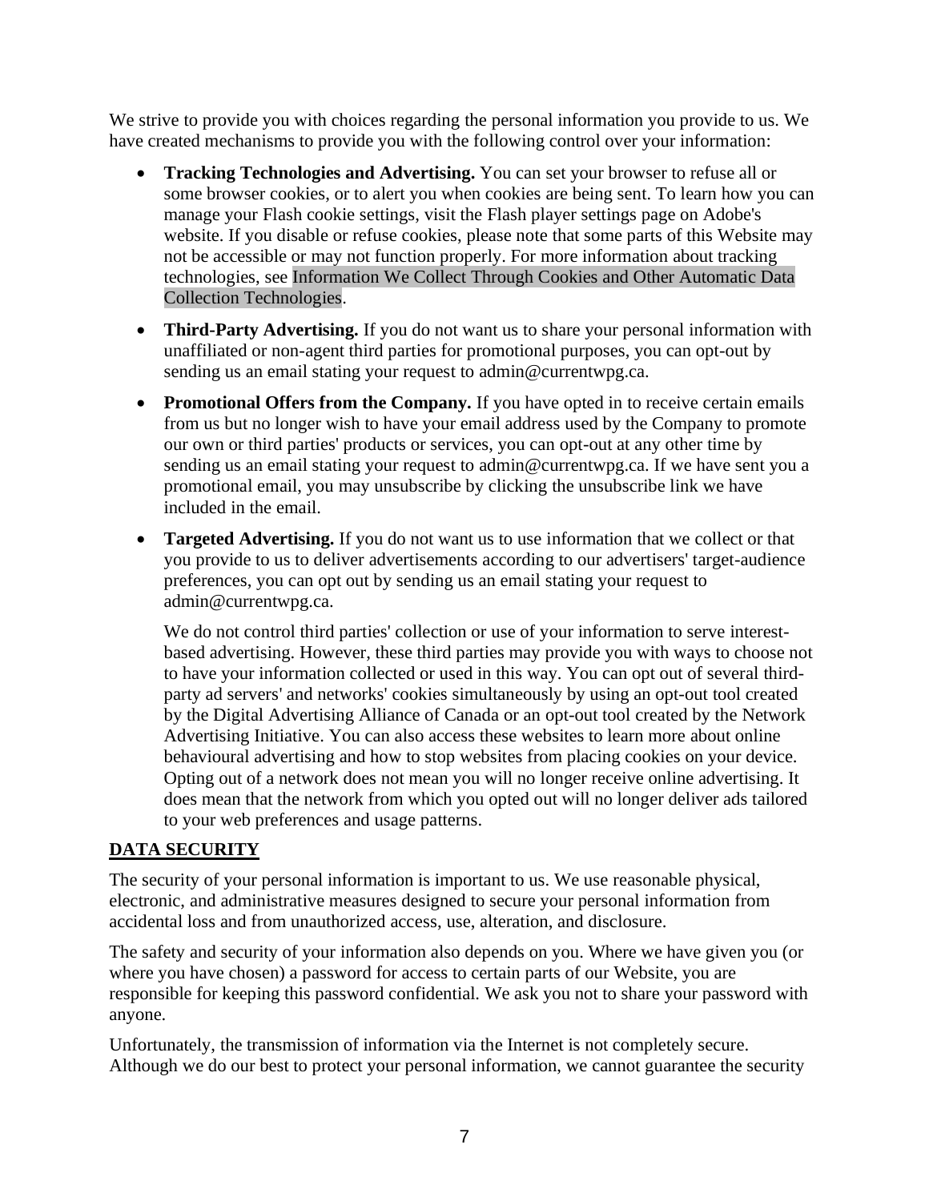We strive to provide you with choices regarding the personal information you provide to us. We have created mechanisms to provide you with the following control over your information:

- **Tracking Technologies and Advertising.** You can set your browser to refuse all or some browser cookies, or to alert you when cookies are being sent. To learn how you can manage your Flash cookie settings, visit the Flash player settings page on Adobe's website. If you disable or refuse cookies, please note that some parts of this Website may not be accessible or may not function properly. For more information about tracking technologies, see Information We Collect Through Cookies and Other Automatic Data Collection Technologies.
- **Third-Party Advertising.** If you do not want us to share your personal information with unaffiliated or non-agent third parties for promotional purposes, you can opt-out by sending us an email stating your request to admin@currentwpg.ca.
- **Promotional Offers from the Company.** If you have opted in to receive certain emails from us but no longer wish to have your email address used by the Company to promote our own or third parties' products or services, you can opt-out at any other time by sending us an email stating your request to admin@currentwpg.ca. If we have sent you a promotional email, you may unsubscribe by clicking the unsubscribe link we have included in the email.
- **Targeted Advertising.** If you do not want us to use information that we collect or that you provide to us to deliver advertisements according to our advertisers' target-audience preferences, you can opt out by sending us an email stating your request to admin@currentwpg.ca.

  We do not control third parties' collection or use of your information to serve interest-based advertising. However, these third parties may provide you with ways to choose not to have your information collected or used in this way. You can opt out of several third-party ad servers' and networks' cookies simultaneously by using an opt-out tool created by the Digital Advertising Alliance of Canada or an opt-out tool created by the Network Advertising Initiative. You can also access these websites to learn more about online behavioural advertising and how to stop websites from placing cookies on your device. Opting out of a network does not mean you will no longer receive online advertising. It does mean that the network from which you opted out will no longer deliver ads tailored to your web preferences and usage patterns.

## DATA SECURITY

The security of your personal information is important to us. We use reasonable physical, electronic, and administrative measures designed to secure your personal information from accidental loss and from unauthorized access, use, alteration, and disclosure.

The safety and security of your information also depends on you. Where we have given you (or where you have chosen) a password for access to certain parts of our Website, you are responsible for keeping this password confidential. We ask you not to share your password with anyone.

Unfortunately, the transmission of information via the Internet is not completely secure. Although we do our best to protect your personal information, we cannot guarantee the security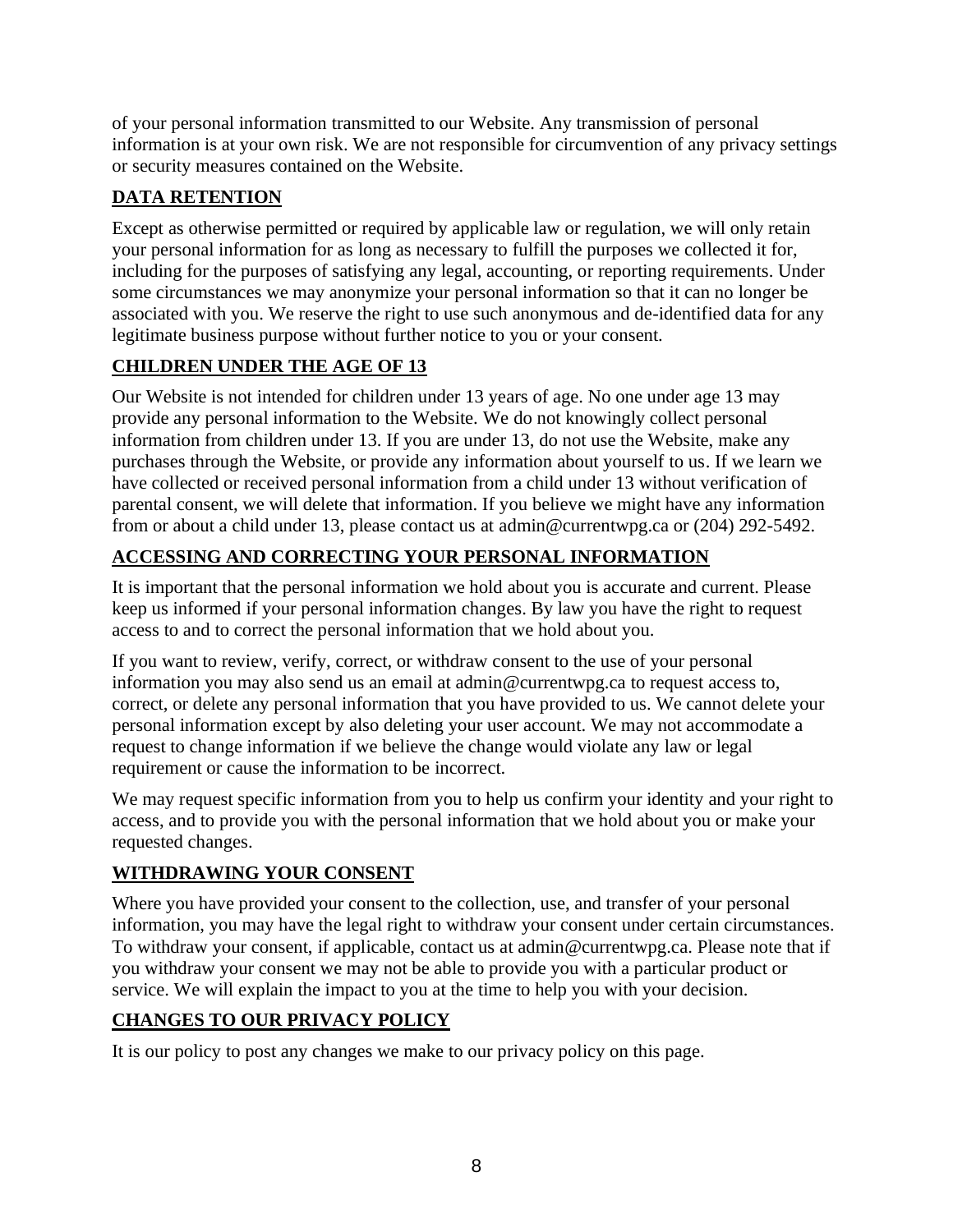of your personal information transmitted to our Website. Any transmission of personal information is at your own risk. We are not responsible for circumvention of any privacy settings or security measures contained on the Website.

## DATA RETENTION

Except as otherwise permitted or required by applicable law or regulation, we will only retain your personal information for as long as necessary to fulfill the purposes we collected it for, including for the purposes of satisfying any legal, accounting, or reporting requirements. Under some circumstances we may anonymize your personal information so that it can no longer be associated with you. We reserve the right to use such anonymous and de-identified data for any legitimate business purpose without further notice to you or your consent.

## CHILDREN UNDER THE AGE OF 13

Our Website is not intended for children under 13 years of age. No one under age 13 may provide any personal information to the Website. We do not knowingly collect personal information from children under 13. If you are under 13, do not use the Website, make any purchases through the Website, or provide any information about yourself to us. If we learn we have collected or received personal information from a child under 13 without verification of parental consent, we will delete that information. If you believe we might have any information from or about a child under 13, please contact us at admin@currentwpg.ca or (204) 292-5492.

## ACCESSING AND CORRECTING YOUR PERSONAL INFORMATION

It is important that the personal information we hold about you is accurate and current. Please keep us informed if your personal information changes. By law you have the right to request access to and to correct the personal information that we hold about you.

If you want to review, verify, correct, or withdraw consent to the use of your personal information you may also send us an email at admin@currentwpg.ca to request access to, correct, or delete any personal information that you have provided to us. We cannot delete your personal information except by also deleting your user account. We may not accommodate a request to change information if we believe the change would violate any law or legal requirement or cause the information to be incorrect.

We may request specific information from you to help us confirm your identity and your right to access, and to provide you with the personal information that we hold about you or make your requested changes.

## WITHDRAWING YOUR CONSENT

Where you have provided your consent to the collection, use, and transfer of your personal information, you may have the legal right to withdraw your consent under certain circumstances. To withdraw your consent, if applicable, contact us at admin@currentwpg.ca. Please note that if you withdraw your consent we may not be able to provide you with a particular product or service. We will explain the impact to you at the time to help you with your decision.

## CHANGES TO OUR PRIVACY POLICY

It is our policy to post any changes we make to our privacy policy on this page.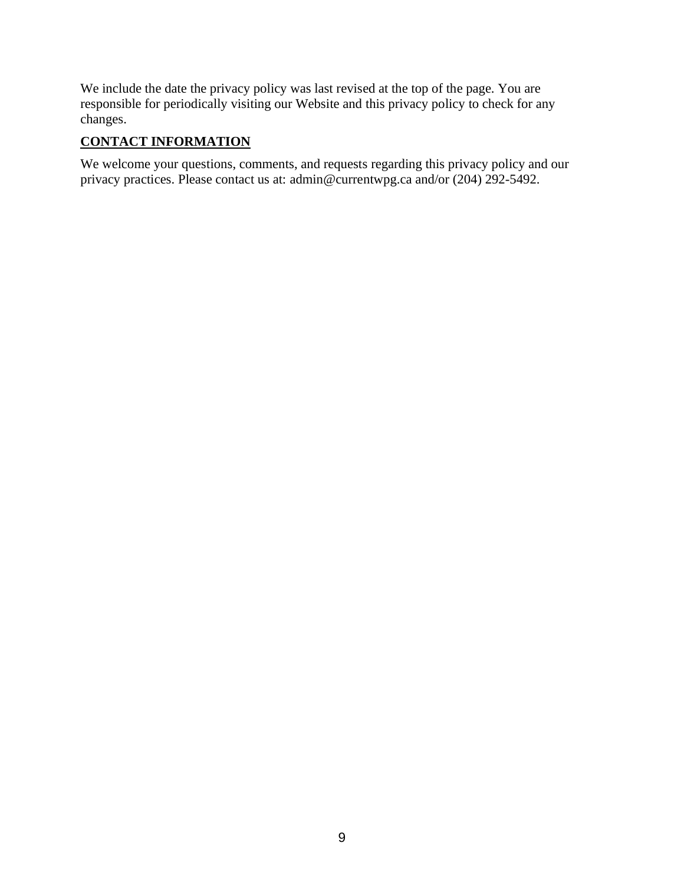We include the date the privacy policy was last revised at the top of the page. You are responsible for periodically visiting our Website and this privacy policy to check for any changes.

## CONTACT INFORMATION

We welcome your questions, comments, and requests regarding this privacy policy and our privacy practices. Please contact us at: admin@currentwpg.ca and/or (204) 292-5492.